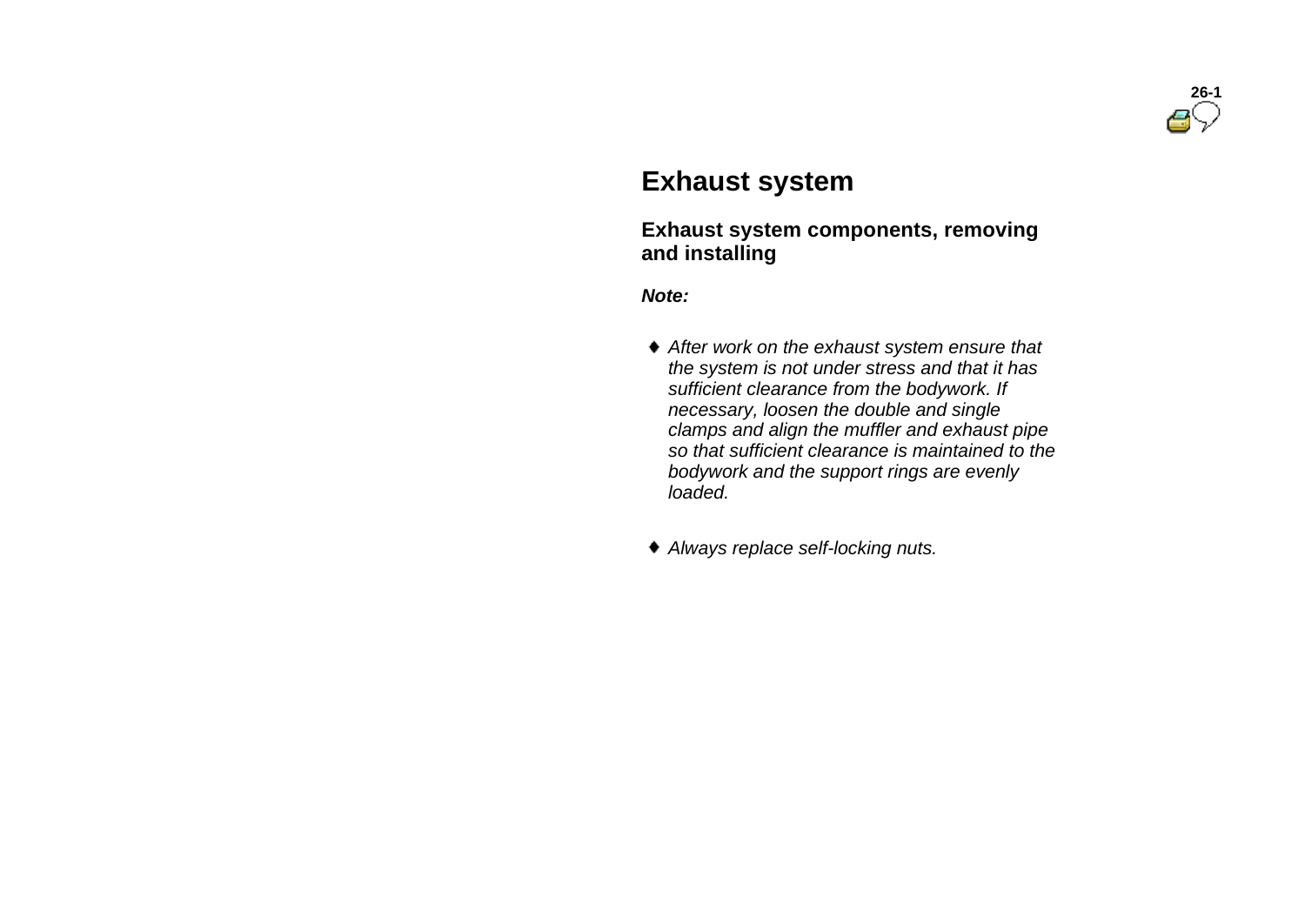# Exhaust system

## Exhaust system components, removing and installing

***Note:***

- *After work on the exhaust system ensure that the system is not under stress and that it has sufficient clearance from the bodywork. If necessary, loosen the double and single clamps and align the muffler and exhaust pipe so that sufficient clearance is maintained to the bodywork and the support rings are evenly loaded.*

- *Always replace self-locking nuts.*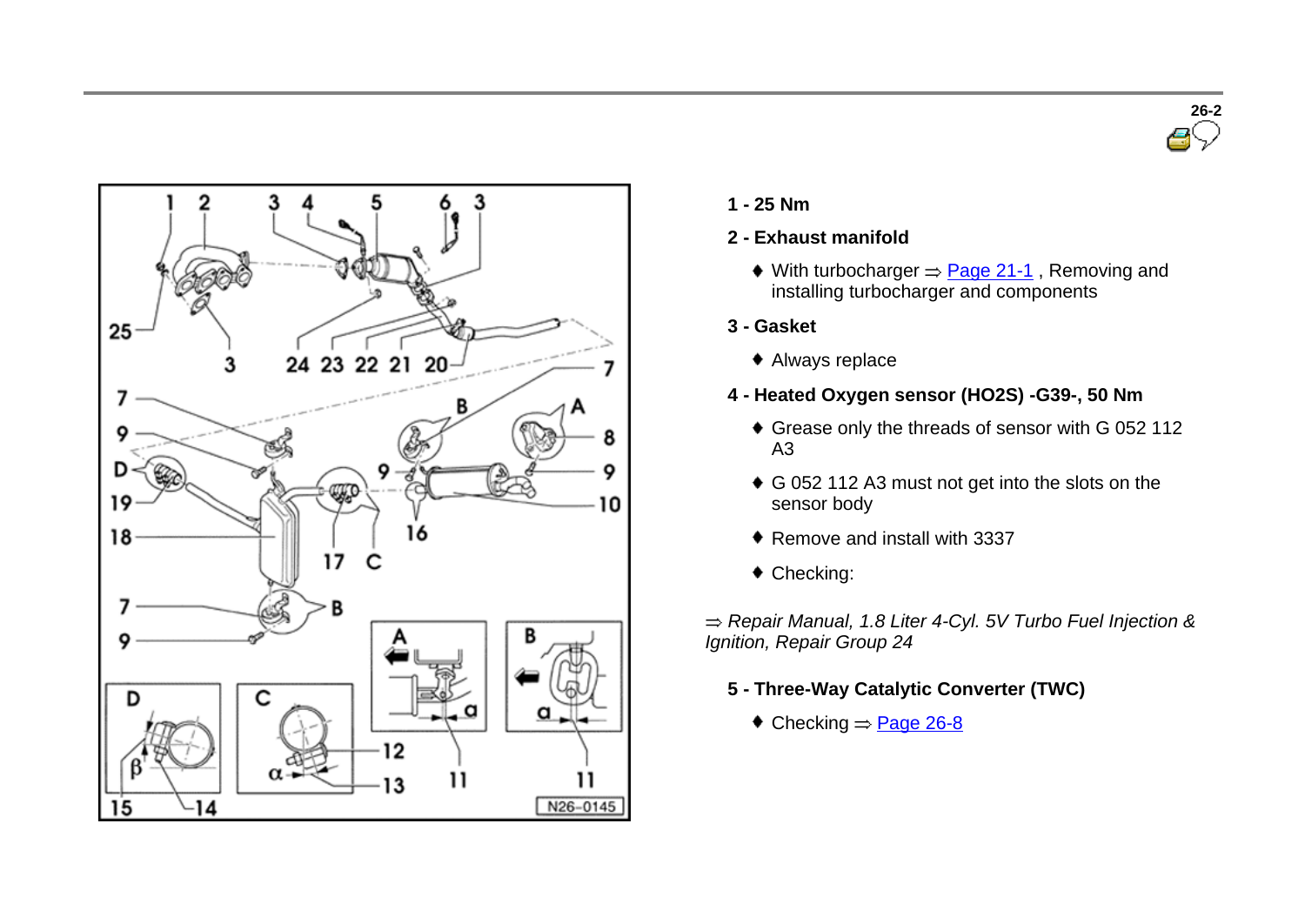**1 - 25 Nm**

**2 - Exhaust manifold**

- With turbocharger ⇒ Page 21-1 , Removing and installing turbocharger and components

**3 - Gasket**

- Always replace

**4 - Heated Oxygen sensor (HO2S) -G39-, 50 Nm**

- Grease only the threads of sensor with G 052 112 A3
- G 052 112 A3 must not get into the slots on the sensor body
- Remove and install with 3337
- Checking:

⇒ *Repair Manual, 1.8 Liter 4-Cyl. 5V Turbo Fuel Injection & Ignition, Repair Group 24*

**5 - Three-Way Catalytic Converter (TWC)**

- Checking ⇒ Page 26-8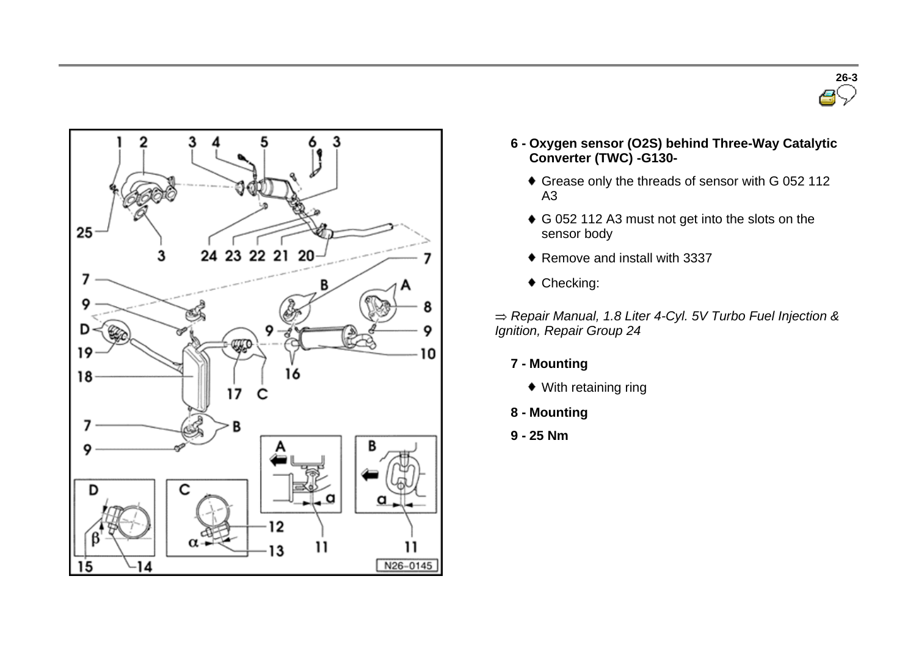**6 - Oxygen sensor (O2S) behind Three-Way Catalytic Converter (TWC) -G130-**

- Grease only the threads of sensor with G 052 112 A3
- G 052 112 A3 must not get into the slots on the sensor body
- Remove and install with 3337
- Checking:

⇒ *Repair Manual, 1.8 Liter 4-Cyl. 5V Turbo Fuel Injection & Ignition, Repair Group 24*

**7 - Mounting**

- With retaining ring

**8 - Mounting**

**9 - 25 Nm**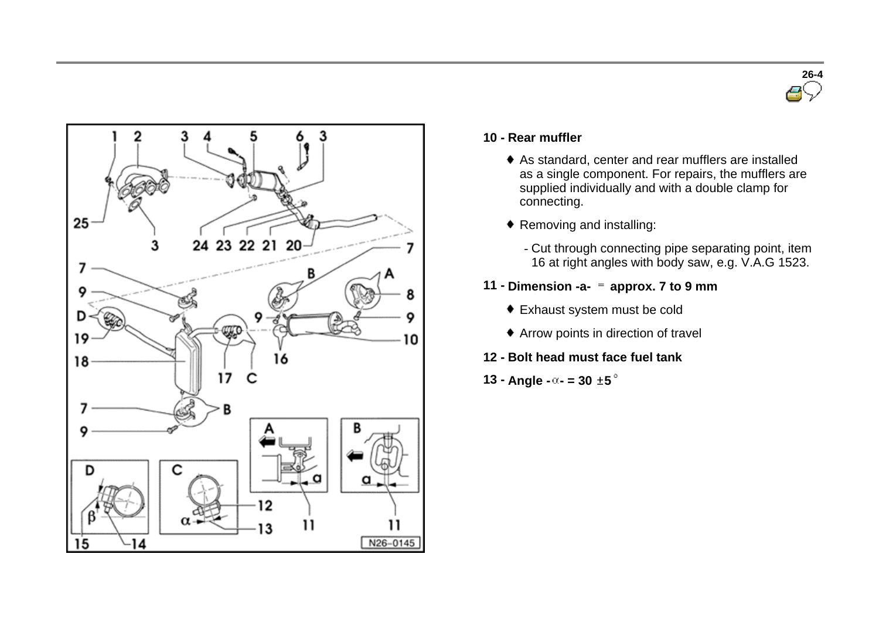**10 - Rear muffler**

- As standard, center and rear mufflers are installed as a single component. For repairs, the mufflers are supplied individually and with a double clamp for connecting.
- Removing and installing:
  - Cut through connecting pipe separating point, item 16 at right angles with body saw, e.g. V.A.G 1523.

**11 - Dimension -a- = approx. 7 to 9 mm**

- Exhaust system must be cold
- Arrow points in direction of travel

**12 - Bolt head must face fuel tank**

**13 - Angle -α- = 30 ±5°**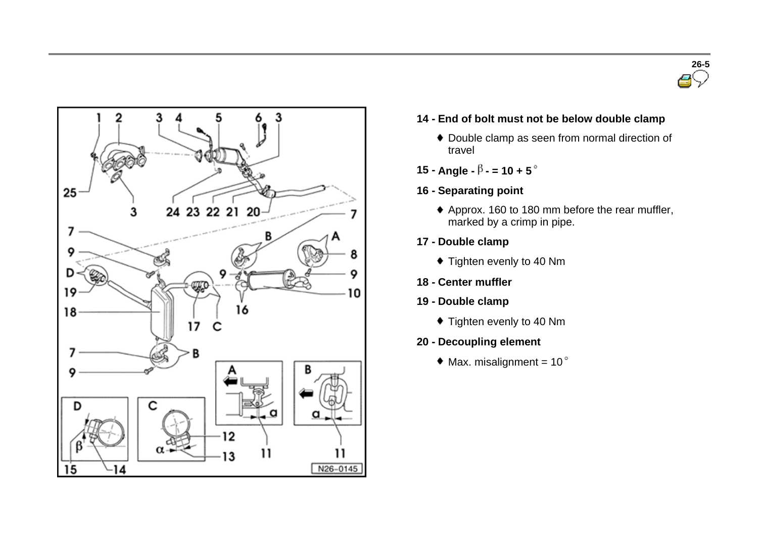**14 - End of bolt must not be below double clamp**

- Double clamp as seen from normal direction of travel

**15 - Angle - $\beta$ - = 10 + 5°**

**16 - Separating point**

- Approx. 160 to 180 mm before the rear muffler, marked by a crimp in pipe.

**17 - Double clamp**

- Tighten evenly to 40 Nm

**18 - Center muffler**

**19 - Double clamp**

- Tighten evenly to 40 Nm

**20 - Decoupling element**

- Max. misalignment = 10°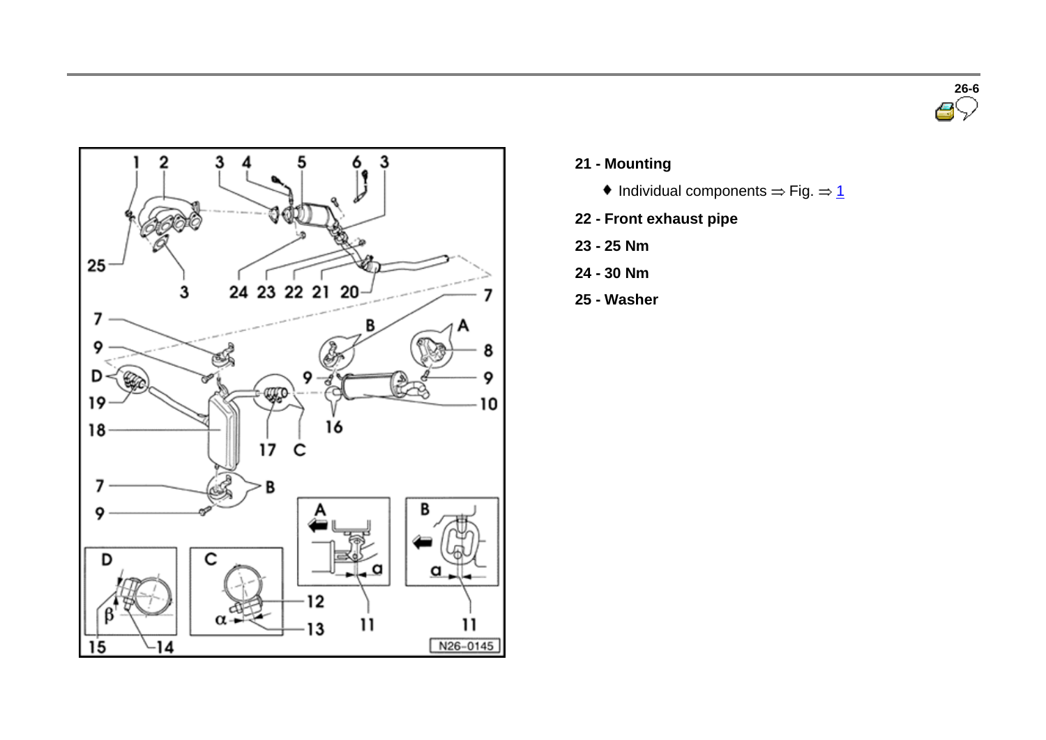**21 - Mounting**

- Individual components ⇒ Fig. ⇒ 1

**22 - Front exhaust pipe**

**23 - 25 Nm**

**24 - 30 Nm**

**25 - Washer**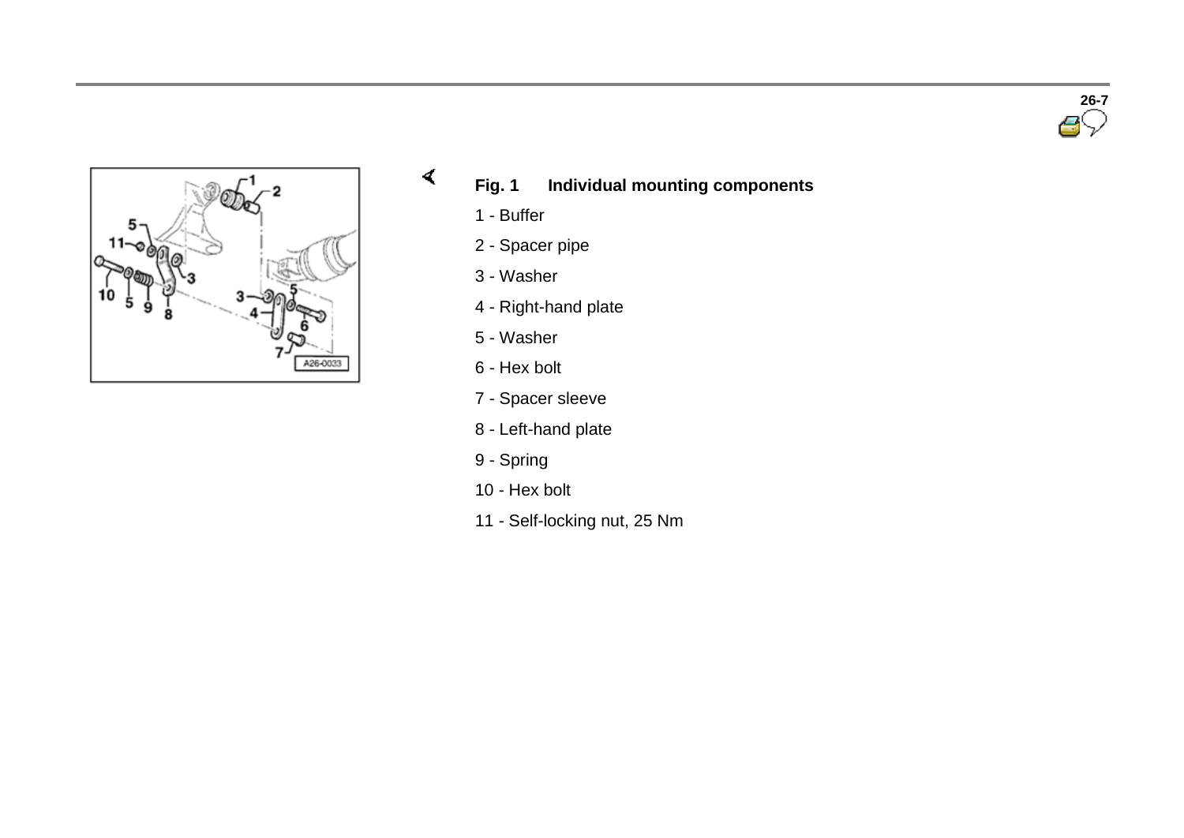**Fig. 1 Individual mounting components**

1 - Buffer

2 - Spacer pipe

3 - Washer

4 - Right-hand plate

5 - Washer

6 - Hex bolt

7 - Spacer sleeve

8 - Left-hand plate

9 - Spring

10 - Hex bolt

11 - Self-locking nut, 25 Nm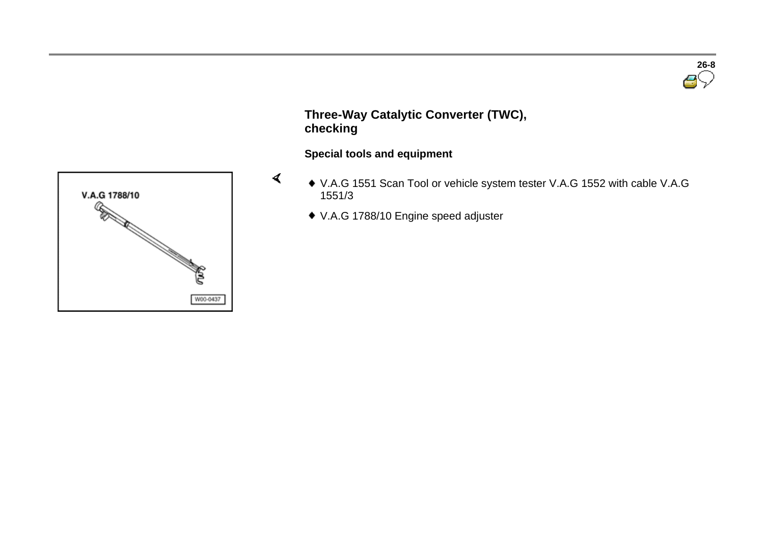## Three-Way Catalytic Converter (TWC), checking

### Special tools and equipment

- V.A.G 1551 Scan Tool or vehicle system tester V.A.G 1552 with cable V.A.G 1551/3
- V.A.G 1788/10 Engine speed adjuster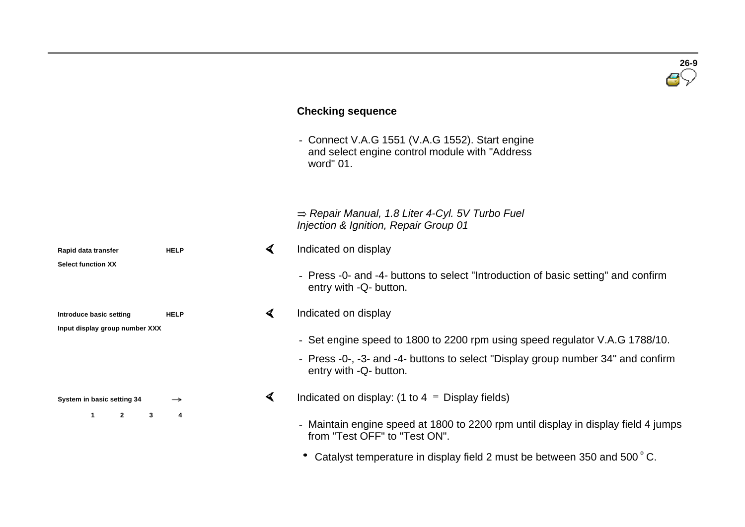### Checking sequence

- Connect V.A.G 1551 (V.A.G 1552). Start engine and select engine control module with "Address word" 01.

⇒ *Repair Manual, 1.8 Liter 4-Cyl. 5V Turbo Fuel Injection & Ignition, Repair Group 01*

```
Rapid data transfer          HELP
Select function XX
```

Indicated on display

- Press -0- and -4- buttons to select "Introduction of basic setting" and confirm entry with -Q- button.

```
Introduce basic setting      HELP
Input display group number XXX
```

Indicated on display

- Set engine speed to 1800 to 2200 rpm using speed regulator V.A.G 1788/10.
- Press -0-, -3- and -4- buttons to select "Display group number 34" and confirm entry with -Q- button.

```
System in basic setting 34     →
        1      2      3      4
```

Indicated on display: (1 to 4 = Display fields)

- Maintain engine speed at 1800 to 2200 rpm until display in display field 4 jumps from "Test OFF" to "Test ON".
  - Catalyst temperature in display field 2 must be between 350 and 500 °C.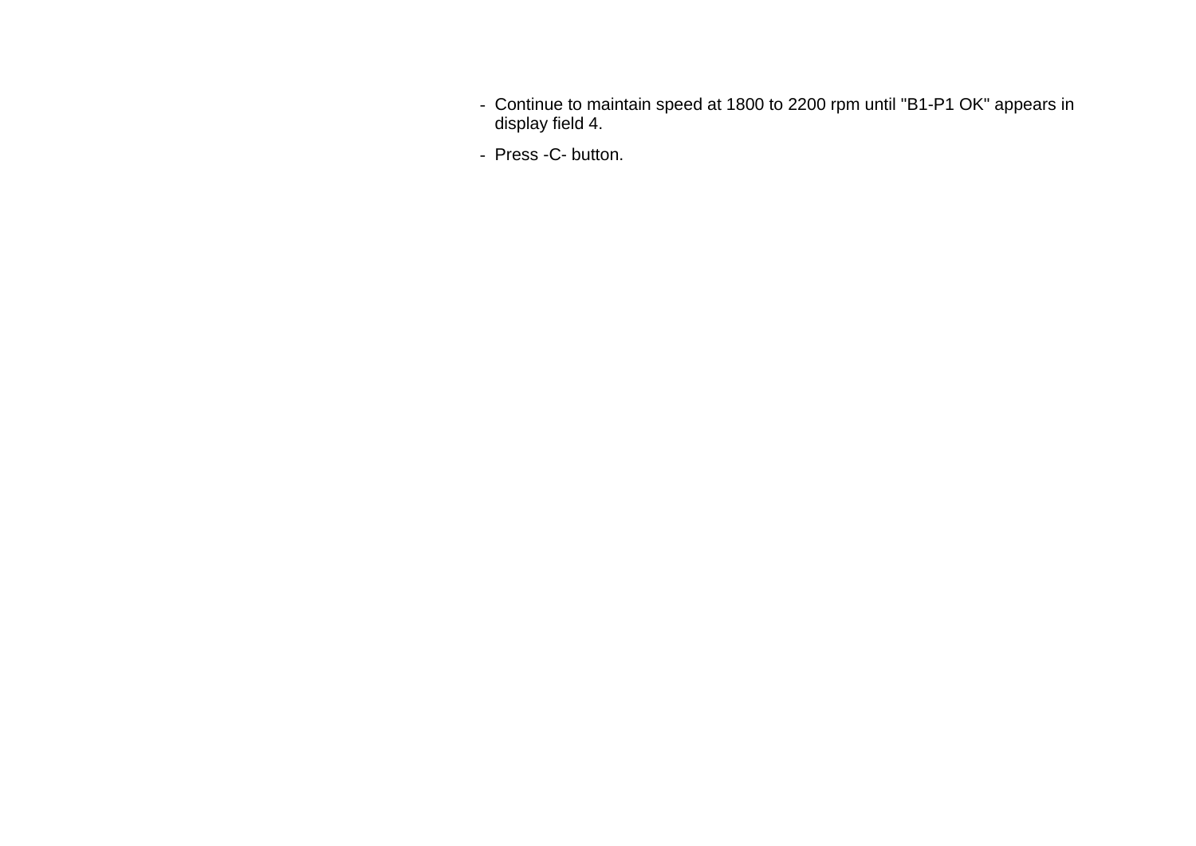- Continue to maintain speed at 1800 to 2200 rpm until "B1-P1 OK" appears in display field 4.
- Press -C- button.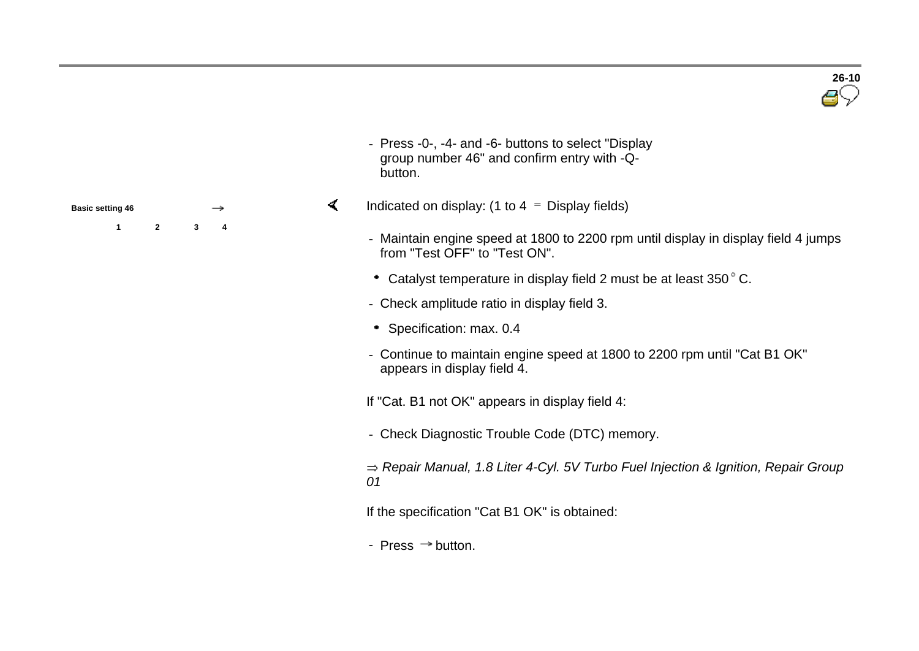- Press -0-, -4- and -6- buttons to select "Display group number 46" and confirm entry with -Q- button.

| Basic setting 46 | | | → |
|---|---|---|---|
| 1 | 2 | 3 | 4 |

Indicated on display: (1 to 4 = Display fields)

- Maintain engine speed at 1800 to 2200 rpm until display in display field 4 jumps from "Test OFF" to "Test ON".
  - Catalyst temperature in display field 2 must be at least 350 °C.
- Check amplitude ratio in display field 3.
  - Specification: max. 0.4
- Continue to maintain engine speed at 1800 to 2200 rpm until "Cat B1 OK" appears in display field 4.

If "Cat. B1 not OK" appears in display field 4:

- Check Diagnostic Trouble Code (DTC) memory.

⇒ *Repair Manual, 1.8 Liter 4-Cyl. 5V Turbo Fuel Injection & Ignition, Repair Group 01*

If the specification "Cat B1 OK" is obtained:

- Press → button.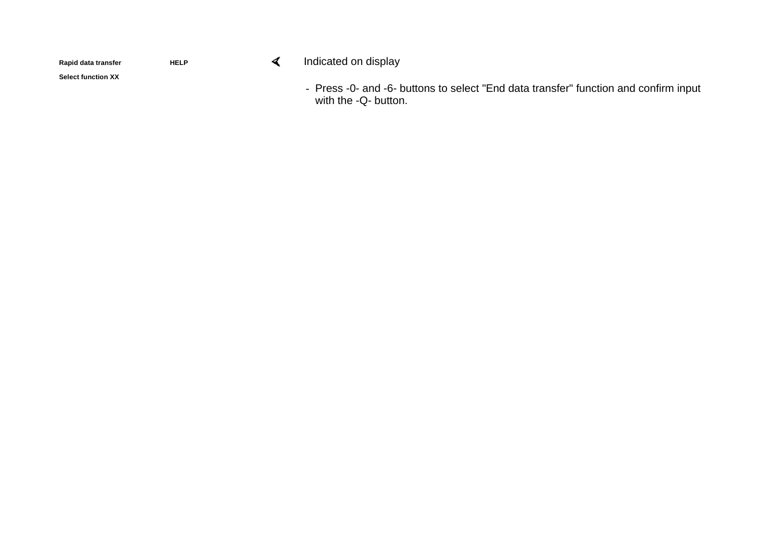| | | | |
|---|---|---|---|
| **Rapid data transfer**<br>**Select function XX** | **HELP** | ⮜ | Indicated on display |

- Press -0- and -6- buttons to select "End data transfer" function and confirm input with the -Q- button.